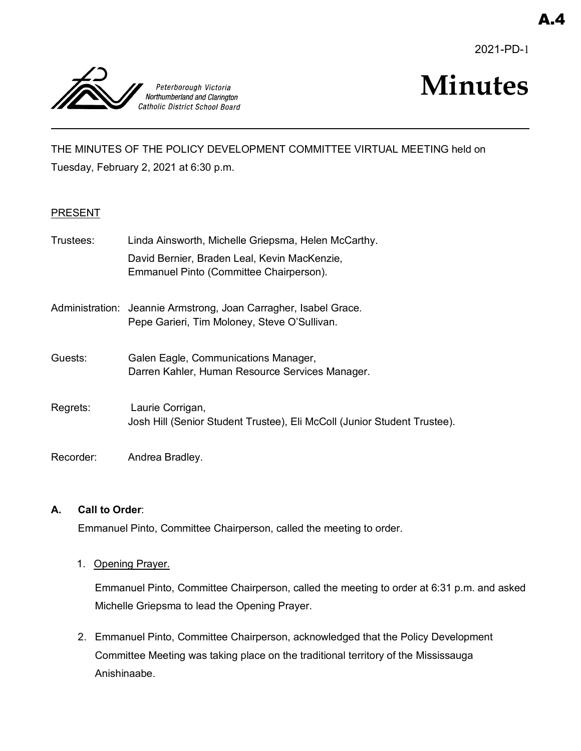A.4

2021-PD-1

Peterborough Victoria Northumberland and Clarington Catholic District School Board

# Minutes

THE MINUTES OF THE POLICY DEVELOPMENT COMMITTEE VIRTUAL MEETING held on Tuesday, February 2, 2021 at 6:30 p.m.

PRESENT

Trustees: Linda Ainsworth, Michelle Griepsma, Helen McCarthy.
David Bernier, Braden Leal, Kevin MacKenzie,
Emmanuel Pinto (Committee Chairperson).

Administration: Jeannie Armstrong, Joan Carragher, Isabel Grace.
Pepe Garieri, Tim Moloney, Steve O'Sullivan.

Guests: Galen Eagle, Communications Manager,
Darren Kahler, Human Resource Services Manager.

Regrets: Laurie Corrigan,
Josh Hill (Senior Student Trustee), Eli McColl (Junior Student Trustee).

Recorder: Andrea Bradley.

**A. Call to Order**:

Emmanuel Pinto, Committee Chairperson, called the meeting to order.

1. Opening Prayer.

   Emmanuel Pinto, Committee Chairperson, called the meeting to order at 6:31 p.m. and asked Michelle Griepsma to lead the Opening Prayer.

2. Emmanuel Pinto, Committee Chairperson, acknowledged that the Policy Development Committee Meeting was taking place on the traditional territory of the Mississauga Anishinaabe.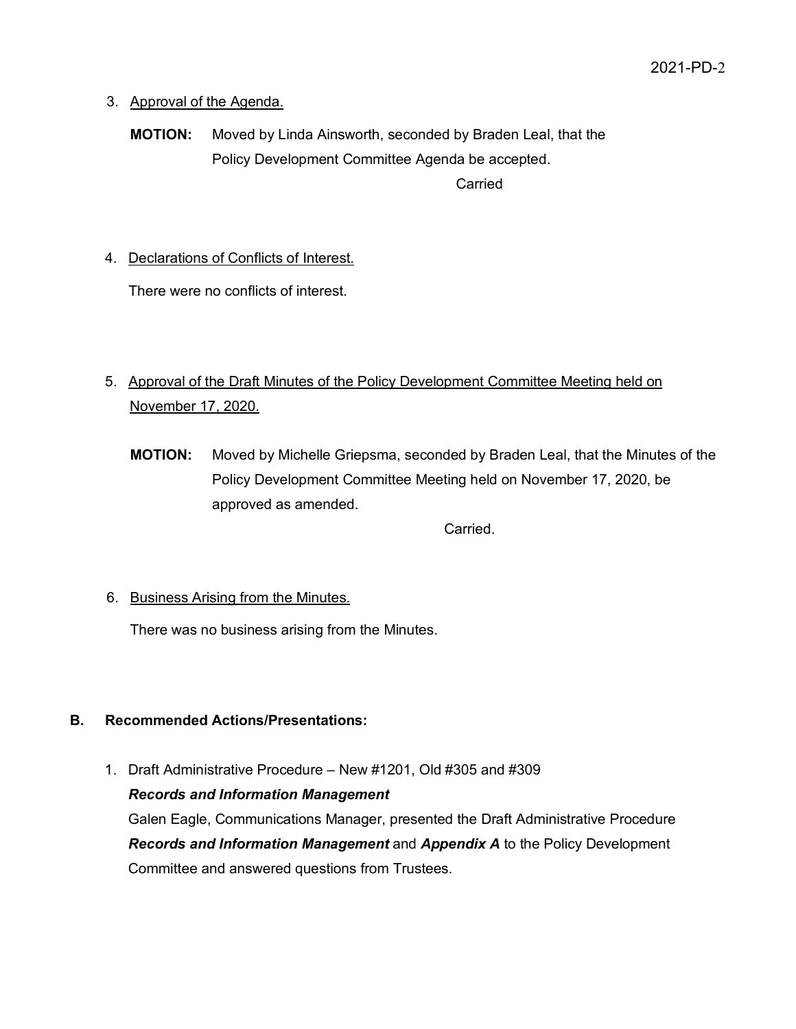3. Approval of the Agenda.

   **MOTION:** Moved by Linda Ainsworth, seconded by Braden Leal, that the Policy Development Committee Agenda be accepted.

   Carried

4. Declarations of Conflicts of Interest.

   There were no conflicts of interest.

5. Approval of the Draft Minutes of the Policy Development Committee Meeting held on November 17, 2020.

   **MOTION:** Moved by Michelle Griepsma, seconded by Braden Leal, that the Minutes of the Policy Development Committee Meeting held on November 17, 2020, be approved as amended.

   Carried.

6. Business Arising from the Minutes.

   There was no business arising from the Minutes.

## B. Recommended Actions/Presentations:

1. Draft Administrative Procedure – New #1201, Old #305 and #309
   ***Records and Information Management***
   Galen Eagle, Communications Manager, presented the Draft Administrative Procedure ***Records and Information Management*** and ***Appendix A*** to the Policy Development Committee and answered questions from Trustees.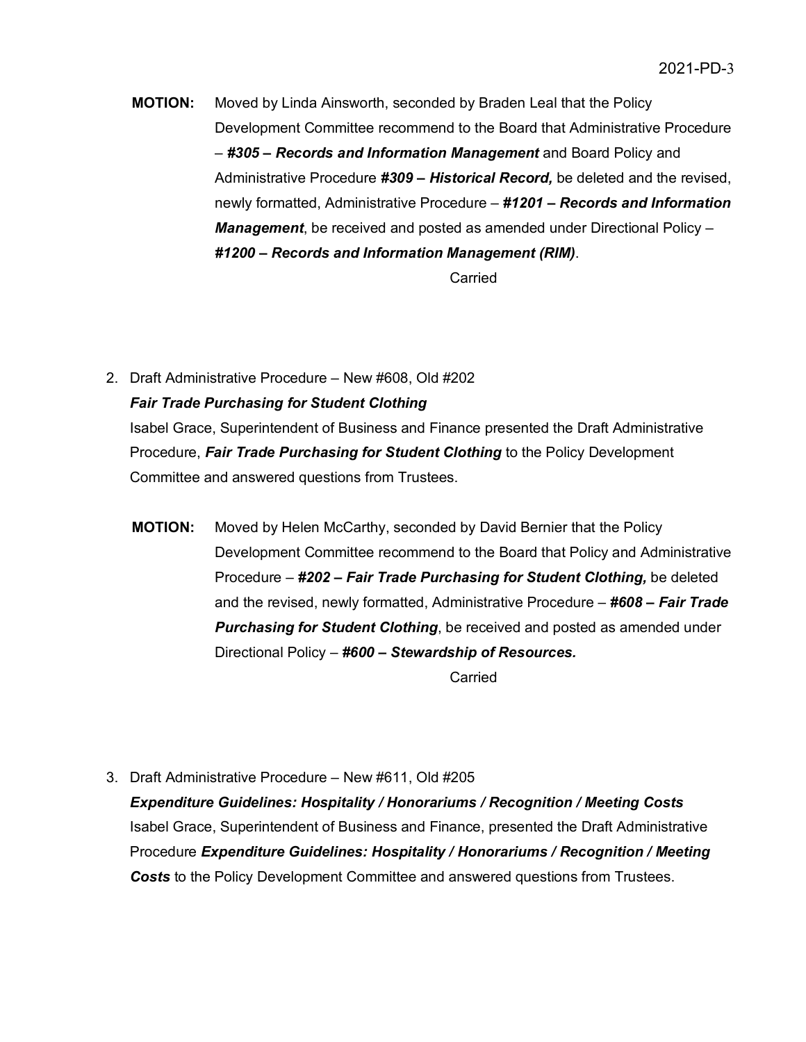**MOTION:** Moved by Linda Ainsworth, seconded by Braden Leal that the Policy Development Committee recommend to the Board that Administrative Procedure – ***#305 – Records and Information Management*** and Board Policy and Administrative Procedure ***#309 – Historical Record,*** be deleted and the revised, newly formatted, Administrative Procedure – ***#1201 – Records and Information Management***, be received and posted as amended under Directional Policy – ***#1200 – Records and Information Management (RIM)***.

Carried

2. Draft Administrative Procedure – New #608, Old #202
   ***Fair Trade Purchasing for Student Clothing***
   Isabel Grace, Superintendent of Business and Finance presented the Draft Administrative Procedure, ***Fair Trade Purchasing for Student Clothing*** to the Policy Development Committee and answered questions from Trustees.

**MOTION:** Moved by Helen McCarthy, seconded by David Bernier that the Policy Development Committee recommend to the Board that Policy and Administrative Procedure – ***#202 – Fair Trade Purchasing for Student Clothing,*** be deleted and the revised, newly formatted, Administrative Procedure – ***#608 – Fair Trade Purchasing for Student Clothing***, be received and posted as amended under Directional Policy – ***#600 – Stewardship of Resources.***

Carried

3. Draft Administrative Procedure – New #611, Old #205
   ***Expenditure Guidelines: Hospitality / Honorariums / Recognition / Meeting Costs***
   Isabel Grace, Superintendent of Business and Finance, presented the Draft Administrative Procedure ***Expenditure Guidelines: Hospitality / Honorariums / Recognition / Meeting Costs*** to the Policy Development Committee and answered questions from Trustees.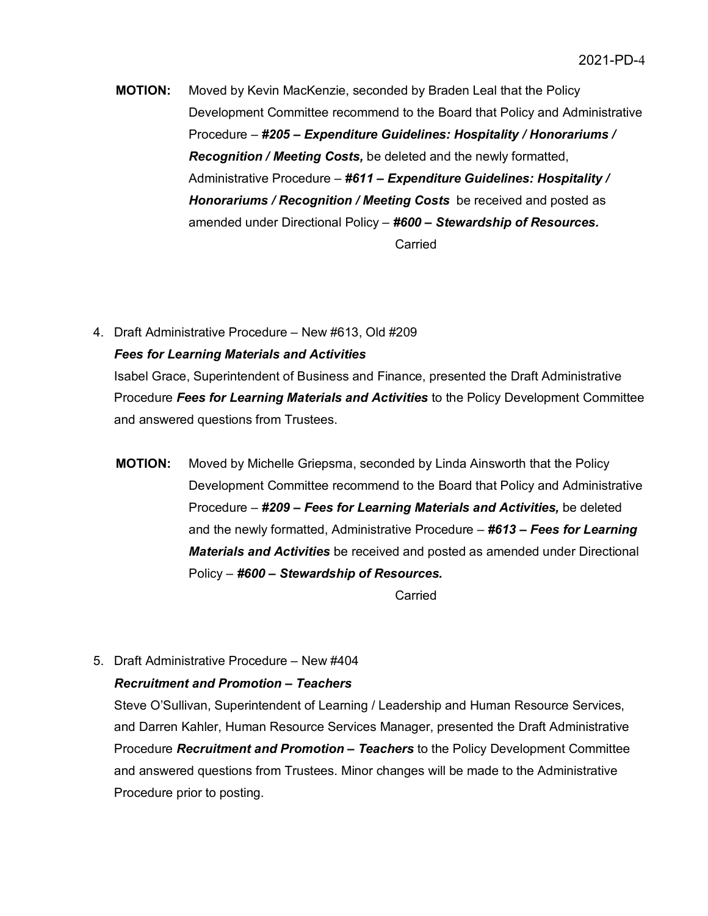**MOTION:** Moved by Kevin MacKenzie, seconded by Braden Leal that the Policy Development Committee recommend to the Board that Policy and Administrative Procedure – ***#205 – Expenditure Guidelines: Hospitality / Honorariums / Recognition / Meeting Costs,*** be deleted and the newly formatted, Administrative Procedure – ***#611 – Expenditure Guidelines: Hospitality / Honorariums / Recognition / Meeting Costs*** be received and posted as amended under Directional Policy – ***#600 – Stewardship of Resources.***

Carried

4. Draft Administrative Procedure – New #613, Old #209
   ***Fees for Learning Materials and Activities***
   Isabel Grace, Superintendent of Business and Finance, presented the Draft Administrative Procedure ***Fees for Learning Materials and Activities*** to the Policy Development Committee and answered questions from Trustees.

**MOTION:** Moved by Michelle Griepsma, seconded by Linda Ainsworth that the Policy Development Committee recommend to the Board that Policy and Administrative Procedure – ***#209 – Fees for Learning Materials and Activities,*** be deleted and the newly formatted, Administrative Procedure – ***#613 – Fees for Learning Materials and Activities*** be received and posted as amended under Directional Policy – ***#600 – Stewardship of Resources.***

Carried

5. Draft Administrative Procedure – New #404
   ***Recruitment and Promotion – Teachers***
   Steve O'Sullivan, Superintendent of Learning / Leadership and Human Resource Services, and Darren Kahler, Human Resource Services Manager, presented the Draft Administrative Procedure ***Recruitment and Promotion – Teachers*** to the Policy Development Committee and answered questions from Trustees. Minor changes will be made to the Administrative Procedure prior to posting.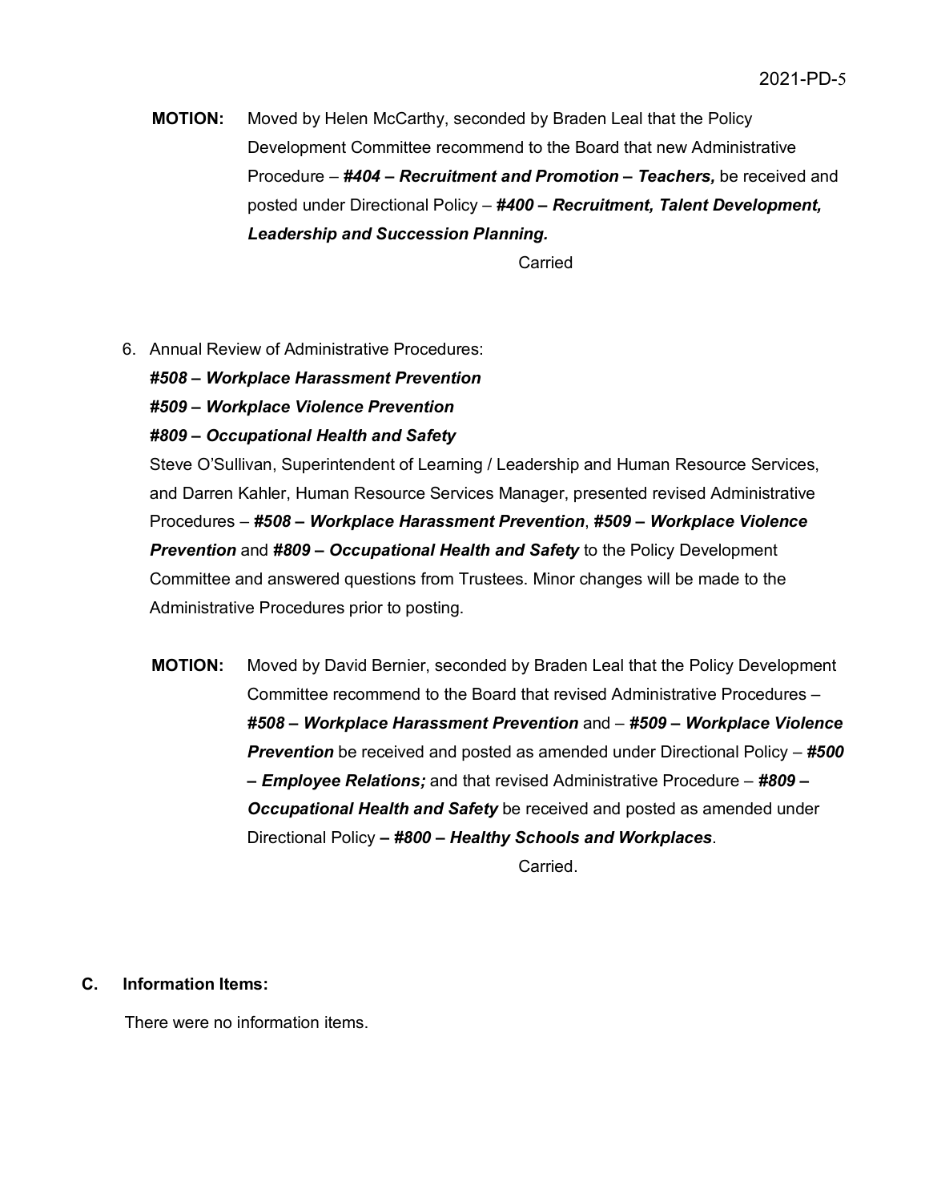**MOTION:** Moved by Helen McCarthy, seconded by Braden Leal that the Policy Development Committee recommend to the Board that new Administrative Procedure – ***#404 – Recruitment and Promotion – Teachers,*** be received and posted under Directional Policy – ***#400 – Recruitment, Talent Development, Leadership and Succession Planning.***

Carried

6. Annual Review of Administrative Procedures:
   ***#508 – Workplace Harassment Prevention***
   ***#509 – Workplace Violence Prevention***
   ***#809 – Occupational Health and Safety***

   Steve O'Sullivan, Superintendent of Learning / Leadership and Human Resource Services, and Darren Kahler, Human Resource Services Manager, presented revised Administrative Procedures – ***#508 – Workplace Harassment Prevention***, ***#509 – Workplace Violence Prevention*** and ***#809 – Occupational Health and Safety*** to the Policy Development Committee and answered questions from Trustees. Minor changes will be made to the Administrative Procedures prior to posting.

**MOTION:** Moved by David Bernier, seconded by Braden Leal that the Policy Development Committee recommend to the Board that revised Administrative Procedures – ***#508 – Workplace Harassment Prevention*** and – ***#509 – Workplace Violence Prevention*** be received and posted as amended under Directional Policy – ***#500 – Employee Relations;*** and that revised Administrative Procedure – ***#809 – Occupational Health and Safety*** be received and posted as amended under Directional Policy ***– #800 – Healthy Schools and Workplaces***.

Carried.

## C. Information Items:

There were no information items.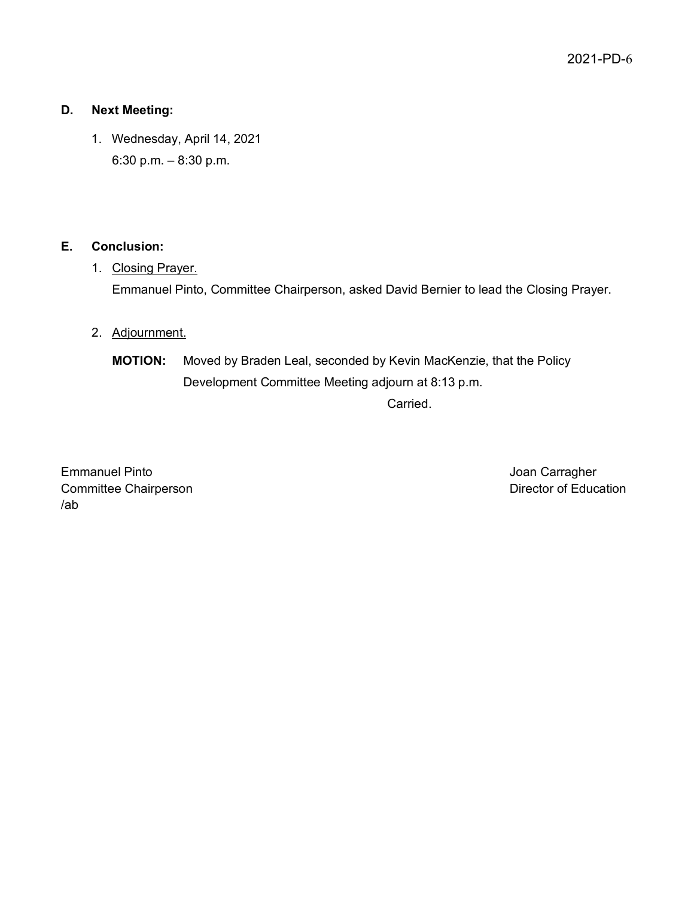**D. Next Meeting:**

1. Wednesday, April 14, 2021
   6:30 p.m. – 8:30 p.m.

**E. Conclusion:**

1. Closing Prayer.
   Emmanuel Pinto, Committee Chairperson, asked David Bernier to lead the Closing Prayer.

2. Adjournment.

   **MOTION:** Moved by Braden Leal, seconded by Kevin MacKenzie, that the Policy Development Committee Meeting adjourn at 8:13 p.m.

   Carried.

Emmanuel Pinto
Committee Chairperson
/ab

Joan Carragher
Director of Education